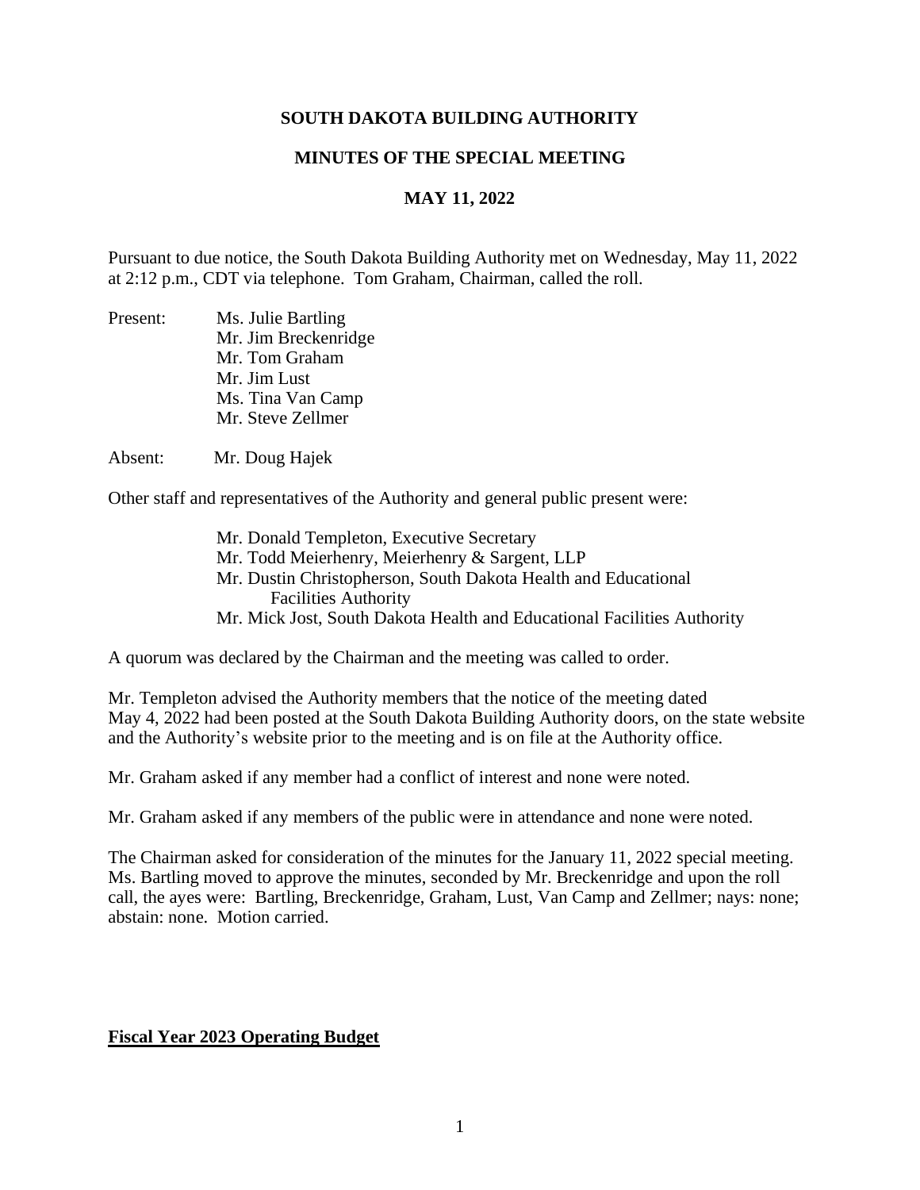**SOUTH DAKOTA BUILDING AUTHORITY**

**MINUTES OF THE SPECIAL MEETING**

**MAY 11, 2022**

Pursuant to due notice, the South Dakota Building Authority met on Wednesday, May 11, 2022 at 2:12 p.m., CDT via telephone. Tom Graham, Chairman, called the roll.

Present:
- Ms. Julie Bartling
- Mr. Jim Breckenridge
- Mr. Tom Graham
- Mr. Jim Lust
- Ms. Tina Van Camp
- Mr. Steve Zellmer

Absent: Mr. Doug Hajek

Other staff and representatives of the Authority and general public present were:

- Mr. Donald Templeton, Executive Secretary
- Mr. Todd Meierhenry, Meierhenry & Sargent, LLP
- Mr. Dustin Christopherson, South Dakota Health and Educational Facilities Authority
- Mr. Mick Jost, South Dakota Health and Educational Facilities Authority

A quorum was declared by the Chairman and the meeting was called to order.

Mr. Templeton advised the Authority members that the notice of the meeting dated May 4, 2022 had been posted at the South Dakota Building Authority doors, on the state website and the Authority's website prior to the meeting and is on file at the Authority office.

Mr. Graham asked if any member had a conflict of interest and none were noted.

Mr. Graham asked if any members of the public were in attendance and none were noted.

The Chairman asked for consideration of the minutes for the January 11, 2022 special meeting. Ms. Bartling moved to approve the minutes, seconded by Mr. Breckenridge and upon the roll call, the ayes were: Bartling, Breckenridge, Graham, Lust, Van Camp and Zellmer; nays: none; abstain: none. Motion carried.

**Fiscal Year 2023 Operating Budget**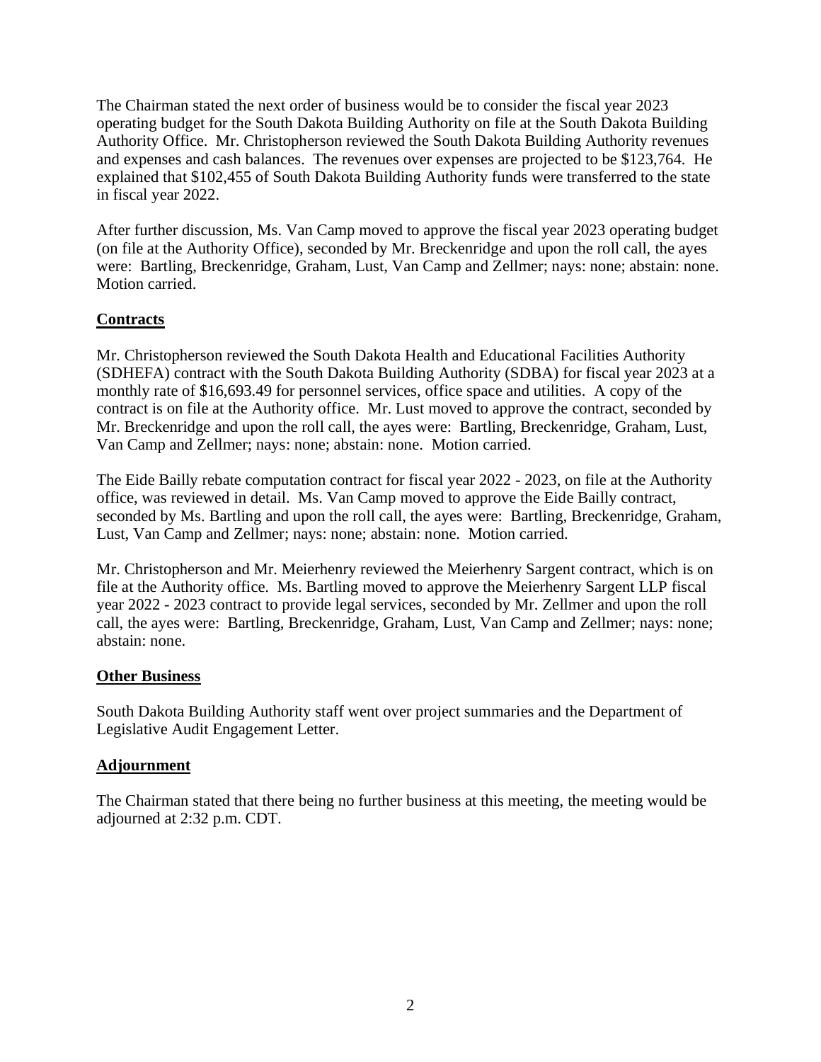The Chairman stated the next order of business would be to consider the fiscal year 2023 operating budget for the South Dakota Building Authority on file at the South Dakota Building Authority Office. Mr. Christopherson reviewed the South Dakota Building Authority revenues and expenses and cash balances. The revenues over expenses are projected to be $123,764. He explained that $102,455 of South Dakota Building Authority funds were transferred to the state in fiscal year 2022.

After further discussion, Ms. Van Camp moved to approve the fiscal year 2023 operating budget (on file at the Authority Office), seconded by Mr. Breckenridge and upon the roll call, the ayes were: Bartling, Breckenridge, Graham, Lust, Van Camp and Zellmer; nays: none; abstain: none. Motion carried.

**Contracts**

Mr. Christopherson reviewed the South Dakota Health and Educational Facilities Authority (SDHEFA) contract with the South Dakota Building Authority (SDBA) for fiscal year 2023 at a monthly rate of $16,693.49 for personnel services, office space and utilities. A copy of the contract is on file at the Authority office. Mr. Lust moved to approve the contract, seconded by Mr. Breckenridge and upon the roll call, the ayes were: Bartling, Breckenridge, Graham, Lust, Van Camp and Zellmer; nays: none; abstain: none. Motion carried.

The Eide Bailly rebate computation contract for fiscal year 2022 - 2023, on file at the Authority office, was reviewed in detail. Ms. Van Camp moved to approve the Eide Bailly contract, seconded by Ms. Bartling and upon the roll call, the ayes were: Bartling, Breckenridge, Graham, Lust, Van Camp and Zellmer; nays: none; abstain: none. Motion carried.

Mr. Christopherson and Mr. Meierhenry reviewed the Meierhenry Sargent contract, which is on file at the Authority office. Ms. Bartling moved to approve the Meierhenry Sargent LLP fiscal year 2022 - 2023 contract to provide legal services, seconded by Mr. Zellmer and upon the roll call, the ayes were: Bartling, Breckenridge, Graham, Lust, Van Camp and Zellmer; nays: none; abstain: none.

**Other Business**

South Dakota Building Authority staff went over project summaries and the Department of Legislative Audit Engagement Letter.

**Adjournment**

The Chairman stated that there being no further business at this meeting, the meeting would be adjourned at 2:32 p.m. CDT.